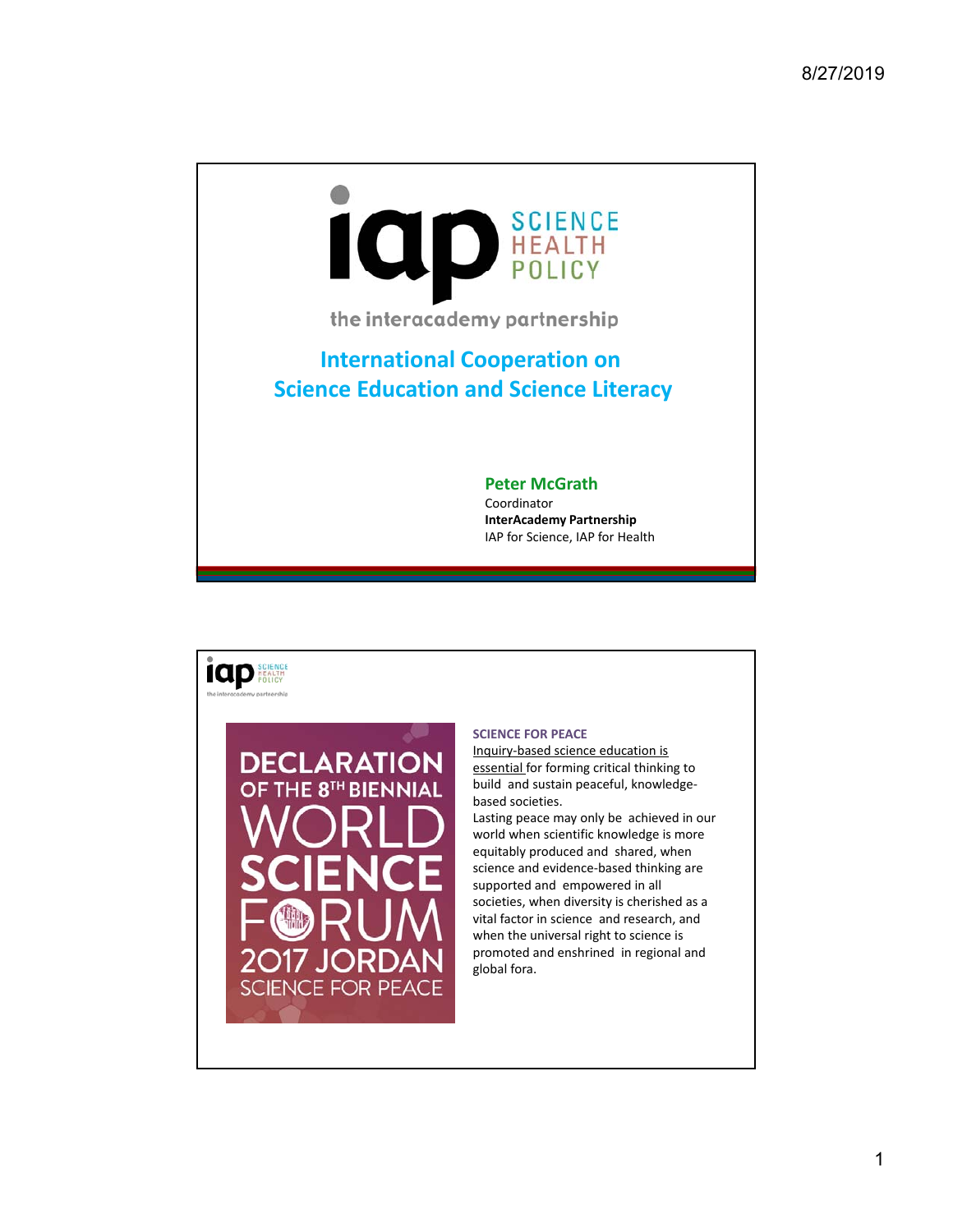# International Cooperation on Science Education and Science Literacy

the interacademy partnership

SCIENCE HEALTH POLICY

**Peter McGrath**
Coordinator
**InterAcademy Partnership**
IAP for Science, IAP for Health

---

DECLARATION OF THE 8TH BIENNIAL WORLD SCIENCE FORUM 2017 JORDAN SCIENCE FOR PEACE

**SCIENCE FOR PEACE**

Inquiry-based science education is essential for forming critical thinking to build and sustain peaceful, knowledge-based societies.

Lasting peace may only be achieved in our world when scientific knowledge is more equitably produced and shared, when science and evidence-based thinking are supported and empowered in all societies, when diversity is cherished as a vital factor in science and research, and when the universal right to science is promoted and enshrined in regional and global fora.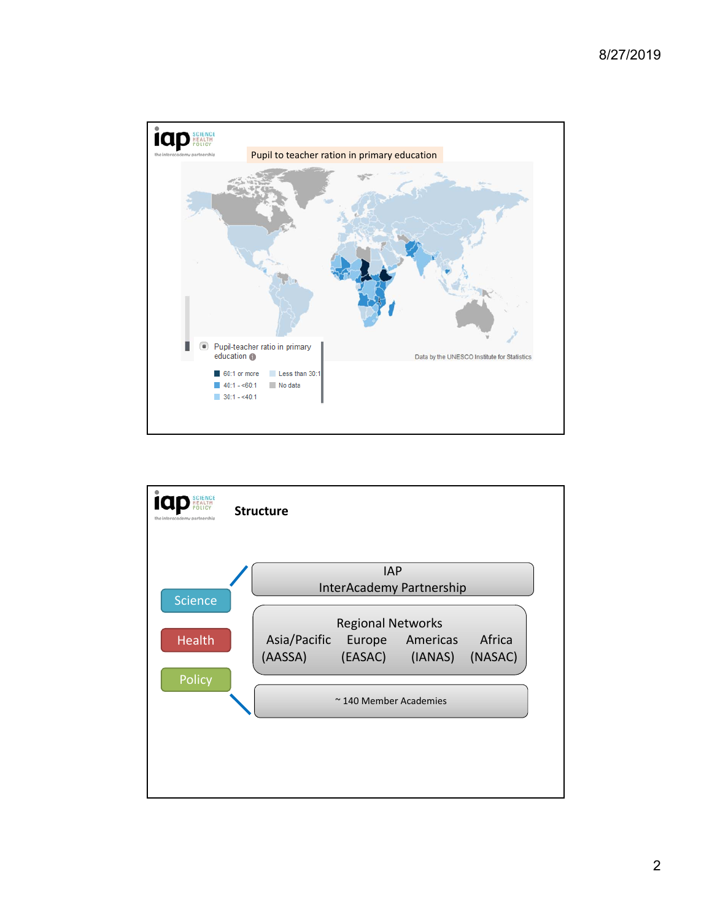## Pupil to teacher ration in primary education

Pupil-teacher ratio in primary education

- 60:1 or more
- 40:1 - <60:1
- 30:1 - <40:1
- Less than 30:1
- No data

Data by the UNESCO Institute for Statistics

## Structure

- Science
- Health
- Policy

IAP
InterAcademy Partnership

Regional Networks

| Asia/Pacific | Europe | Americas | Africa |
| --- | --- | --- | --- |
| (AASSA) | (EASAC) | (IANAS) | (NASAC) |

~ 140 Member Academies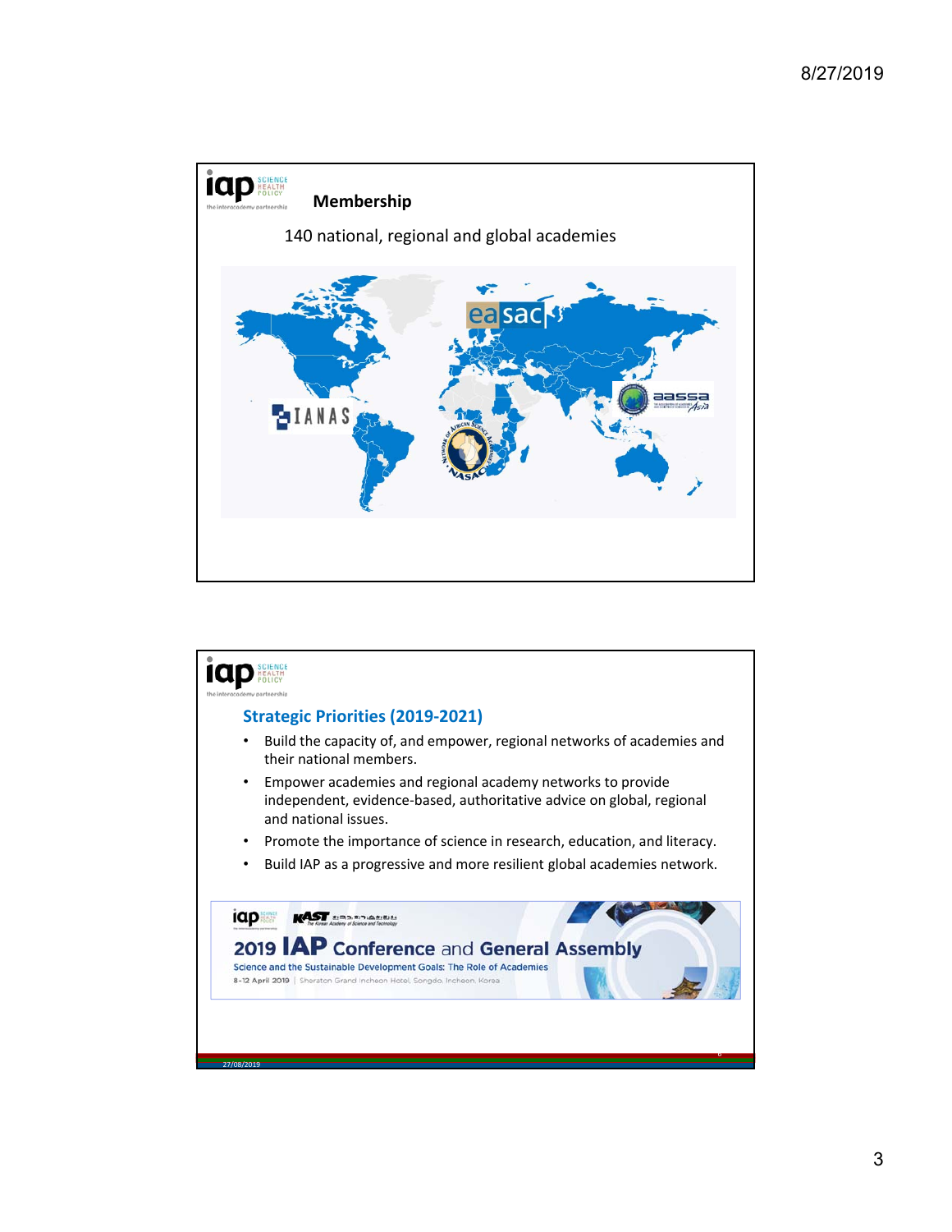## Membership

140 national, regional and global academies

## Strategic Priorities (2019-2021)

- Build the capacity of, and empower, regional networks of academies and their national members.
- Empower academies and regional academy networks to provide independent, evidence-based, authoritative advice on global, regional and national issues.
- Promote the importance of science in research, education, and literacy.
- Build IAP as a progressive and more resilient global academies network.

2019 IAP Conference and General Assembly

Science and the Sustainable Development Goals: The Role of Academies

8-12 April 2019 | Sheraton Grand Incheon Hotel, Songdo, Incheon, Korea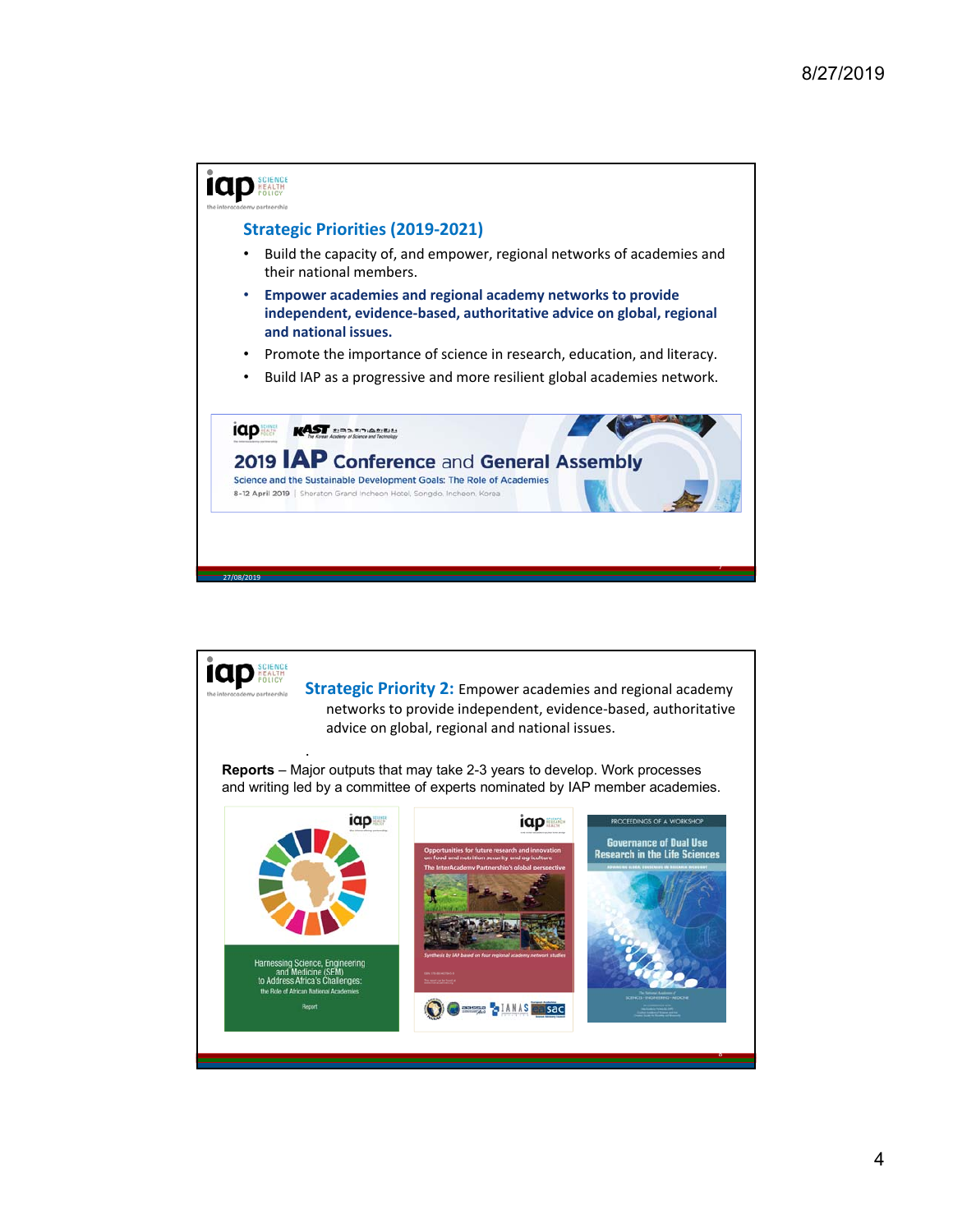## Strategic Priorities (2019-2021)

- Build the capacity of, and empower, regional networks of academies and their national members.
- **Empower academies and regional academy networks to provide independent, evidence-based, authoritative advice on global, regional and national issues.**
- Promote the importance of science in research, education, and literacy.
- Build IAP as a progressive and more resilient global academies network.

2019 IAP Conference and General Assembly

Science and the Sustainable Development Goals: The Role of Academies

8-12 April 2019 | Sheraton Grand Incheon Hotel, Songdo, Incheon, Korea

---

## Strategic Priority 2: Empower academies and regional academy networks to provide independent, evidence-based, authoritative advice on global, regional and national issues.

**Reports** – Major outputs that may take 2-3 years to develop. Work processes and writing led by a committee of experts nominated by IAP member academies.

Harnessing Science, Engineering and Medicine (SEM) to Address Africa's Challenges: the Role of African National Academies — Report

Opportunities for future research and innovation on food and nutrition security and agriculture — The InterAcademy Partnership's global perspective — Synthesis by IAP based on four regional academy network studies

Proceedings of a Workshop — Governance of Dual Use Research in the Life Sciences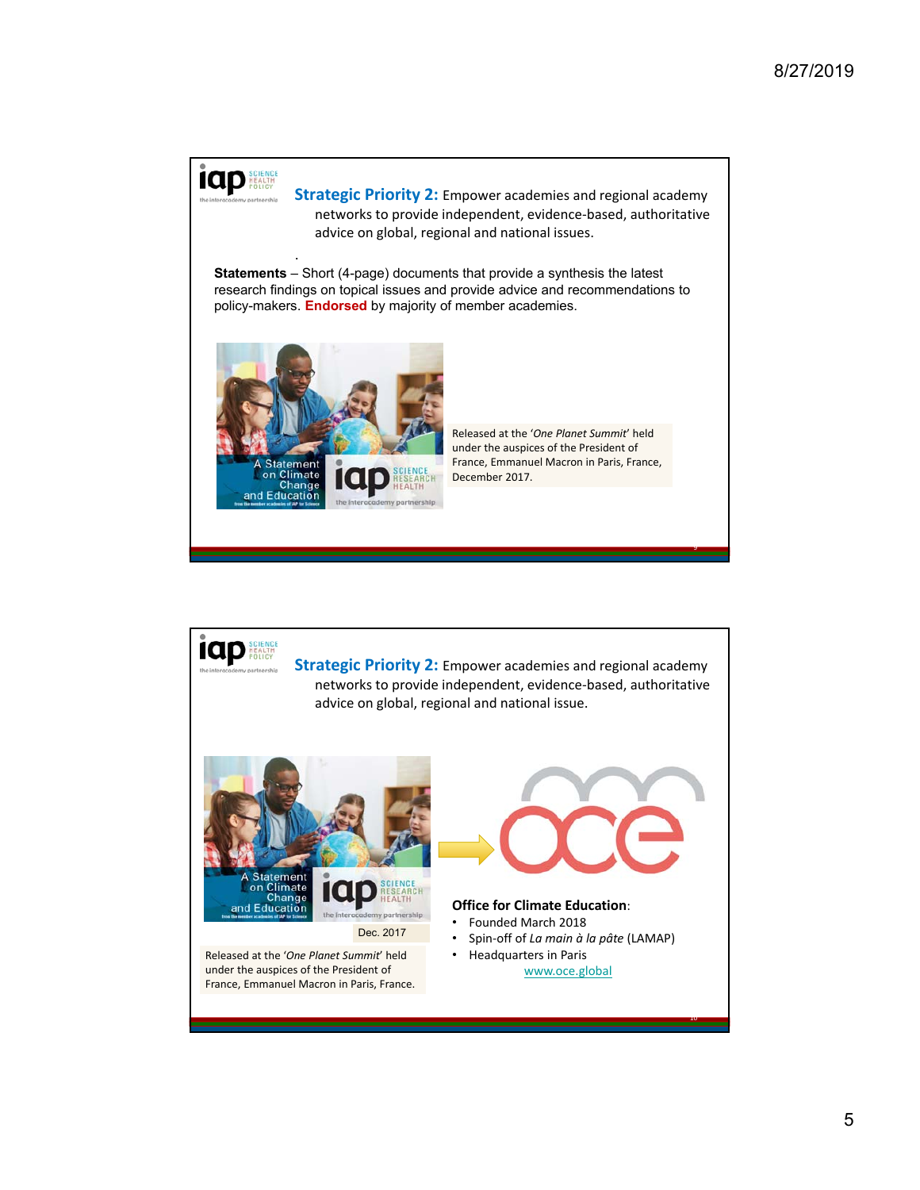**Strategic Priority 2:** Empower academies and regional academy networks to provide independent, evidence-based, authoritative advice on global, regional and national issues.

.

**Statements** – Short (4-page) documents that provide a synthesis the latest research findings on topical issues and provide advice and recommendations to policy-makers. **Endorsed** by majority of member academies.

A Statement on Climate Change and Education

Released at the '*One Planet Summit*' held under the auspices of the President of France, Emmanuel Macron in Paris, France, December 2017.

---

**Strategic Priority 2:** Empower academies and regional academy networks to provide independent, evidence-based, authoritative advice on global, regional and national issue.

A Statement on Climate Change and Education

Dec. 2017

Released at the '*One Planet Summit*' held under the auspices of the President of France, Emmanuel Macron in Paris, France.

oce

**Office for Climate Education**:

- Founded March 2018
- Spin-off of *La main à la pâte* (LAMAP)
- Headquarters in Paris

www.oce.global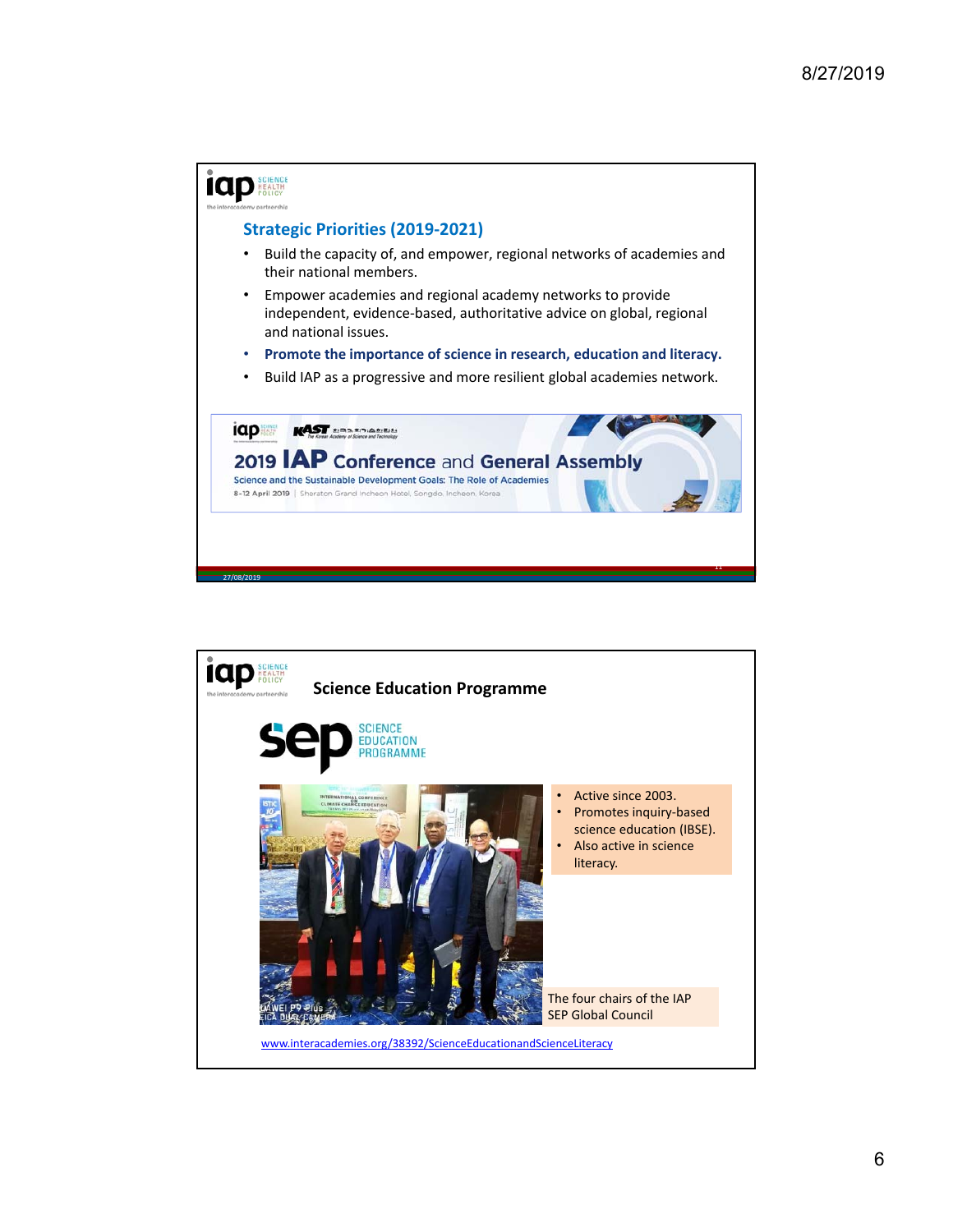## Strategic Priorities (2019-2021)

- Build the capacity of, and empower, regional networks of academies and their national members.
- Empower academies and regional academy networks to provide independent, evidence-based, authoritative advice on global, regional and national issues.
- **Promote the importance of science in research, education and literacy.**
- Build IAP as a progressive and more resilient global academies network.

2019 IAP Conference and General Assembly

Science and the Sustainable Development Goals: The Role of Academies

8-12 April 2019 | Sheraton Grand Incheon Hotel, Songdo, Incheon, Korea

## Science Education Programme

SEP SCIENCE EDUCATION PROGRAMME

- Active since 2003.
- Promotes inquiry-based science education (IBSE).
- Also active in science literacy.

The four chairs of the IAP SEP Global Council

www.interacademies.org/38392/ScienceEducationandScienceLiteracy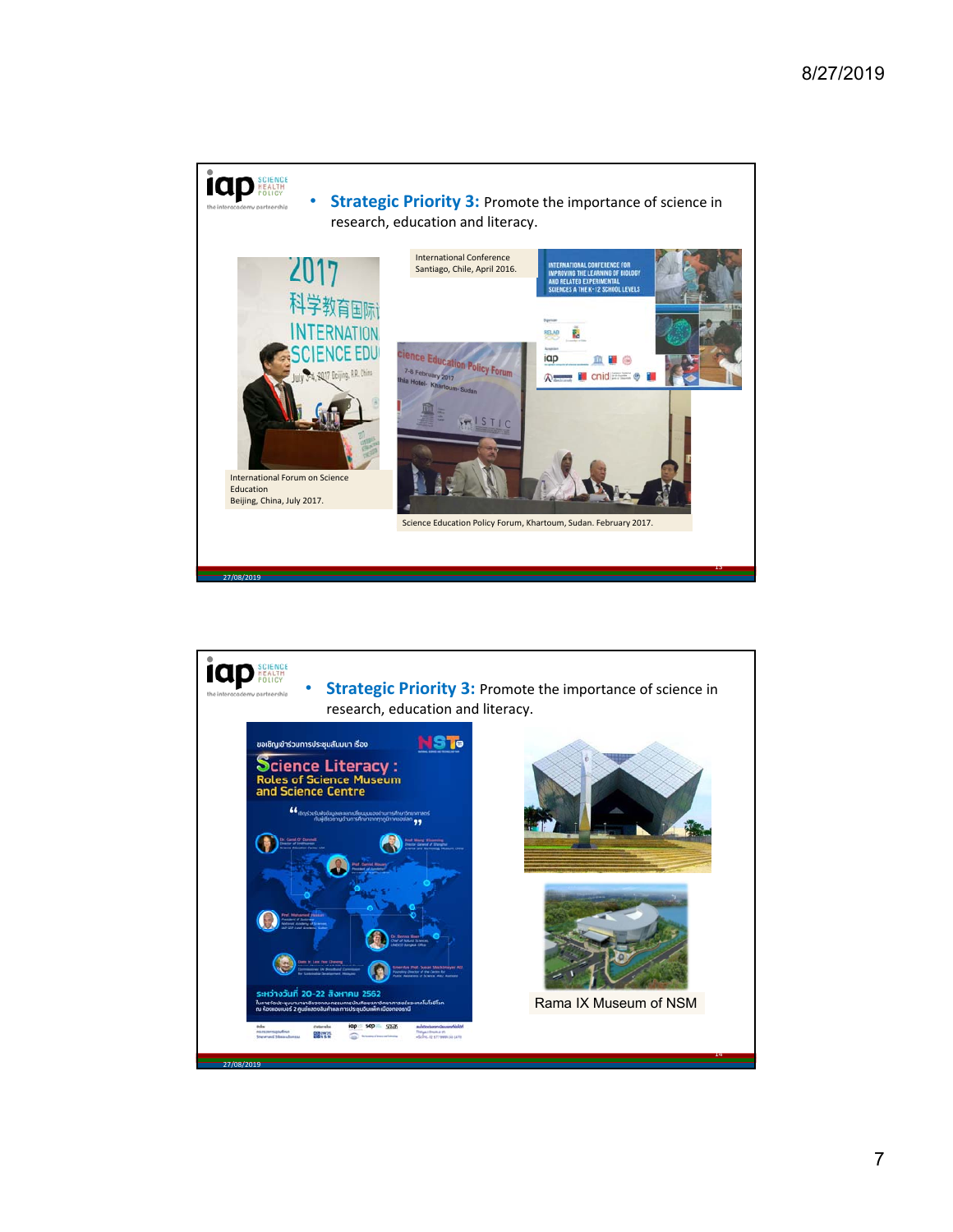**Strategic Priority 3:** Promote the importance of science in research, education and literacy.

International Conference
Santiago, Chile, April 2016.

International Forum on Science Education
Beijing, China, July 2017.

Science Education Policy Forum, Khartoum, Sudan. February 2017.

---

**Strategic Priority 3:** Promote the importance of science in research, education and literacy.

Rama IX Museum of NSM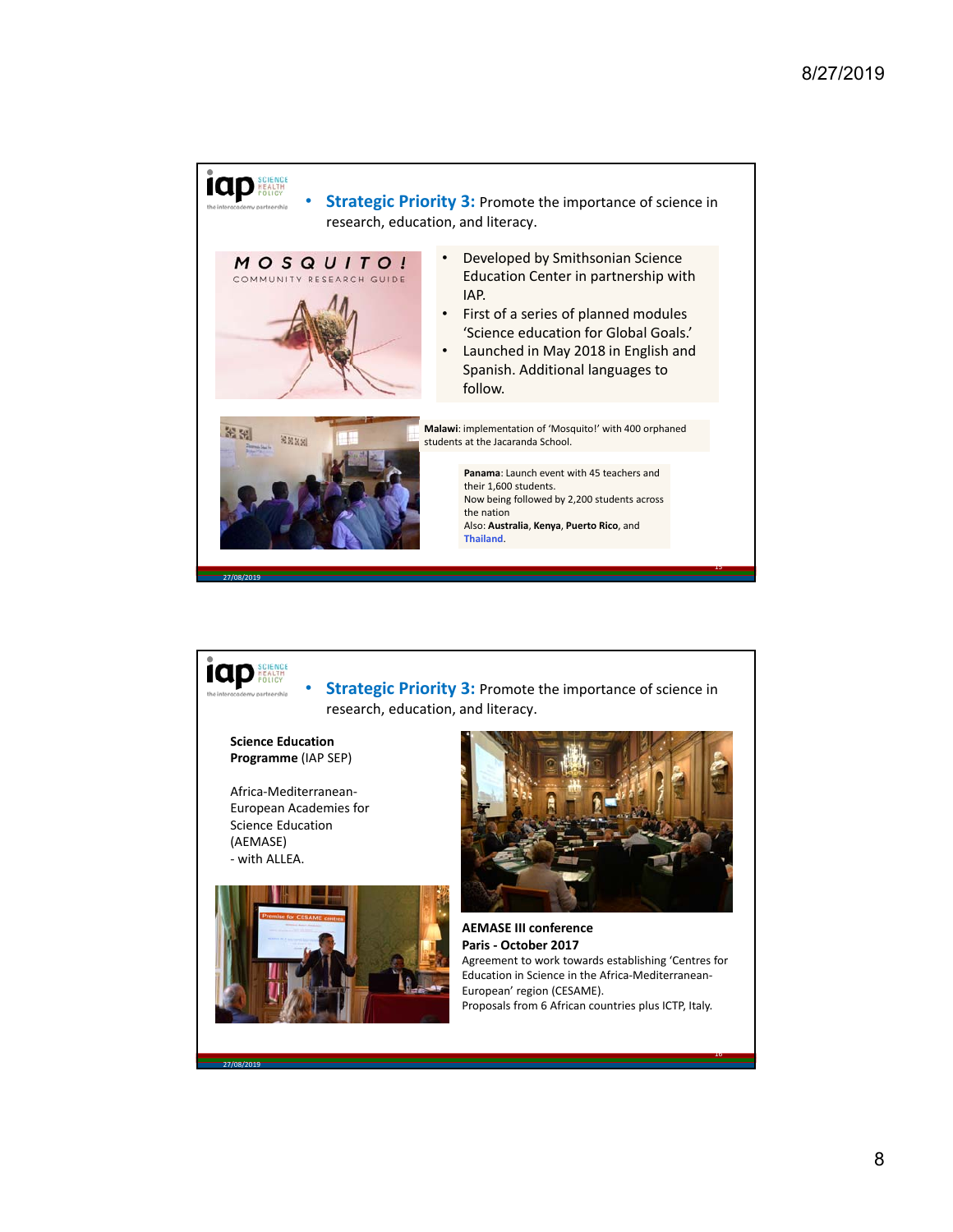- **Strategic Priority 3:** Promote the importance of science in research, education, and literacy.

MOSQUITO! COMMUNITY RESEARCH GUIDE

- Developed by Smithsonian Science Education Center in partnership with IAP.
- First of a series of planned modules 'Science education for Global Goals.'
- Launched in May 2018 in English and Spanish. Additional languages to follow.

**Malawi**: implementation of 'Mosquito!' with 400 orphaned students at the Jacaranda School.

**Panama**: Launch event with 45 teachers and their 1,600 students.
Now being followed by 2,200 students across the nation
Also: **Australia**, **Kenya**, **Puerto Rico**, and **Thailand**.

---

- **Strategic Priority 3:** Promote the importance of science in research, education, and literacy.

**Science Education Programme** (IAP SEP)

Africa-Mediterranean-European Academies for Science Education (AEMASE)
- with ALLEA.

**AEMASE III conference**
**Paris - October 2017**
Agreement to work towards establishing 'Centres for Education in Science in the Africa-Mediterranean-European' region (CESAME).
Proposals from 6 African countries plus ICTP, Italy.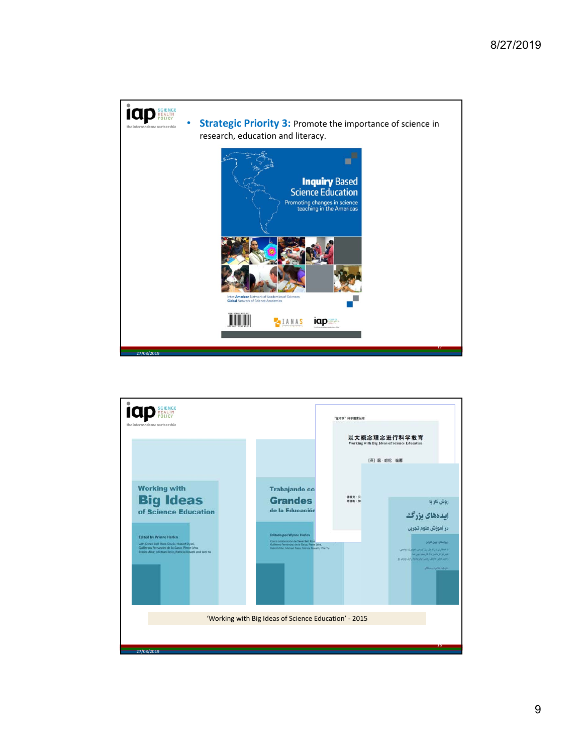- **Strategic Priority 3:** Promote the importance of science in research, education and literacy.

**Inquiry Based Science Education**

Promoting changes in science teaching in the Americas

Inter-American Network of Academies of Sciences
Global Network of Science Academies

---

**Working with Big Ideas of Science Education**

Edited by Wynne Harlen

**Trabajando con Grandes Ideas de la Educación**

Editado por Wynne Harlen

以大概念理念进行科学教育

Working with Big Ideas of Science Education

روش کار با ایده‌های بزرگ در آموزش علوم تجربی

'Working with Big Ideas of Science Education' - 2015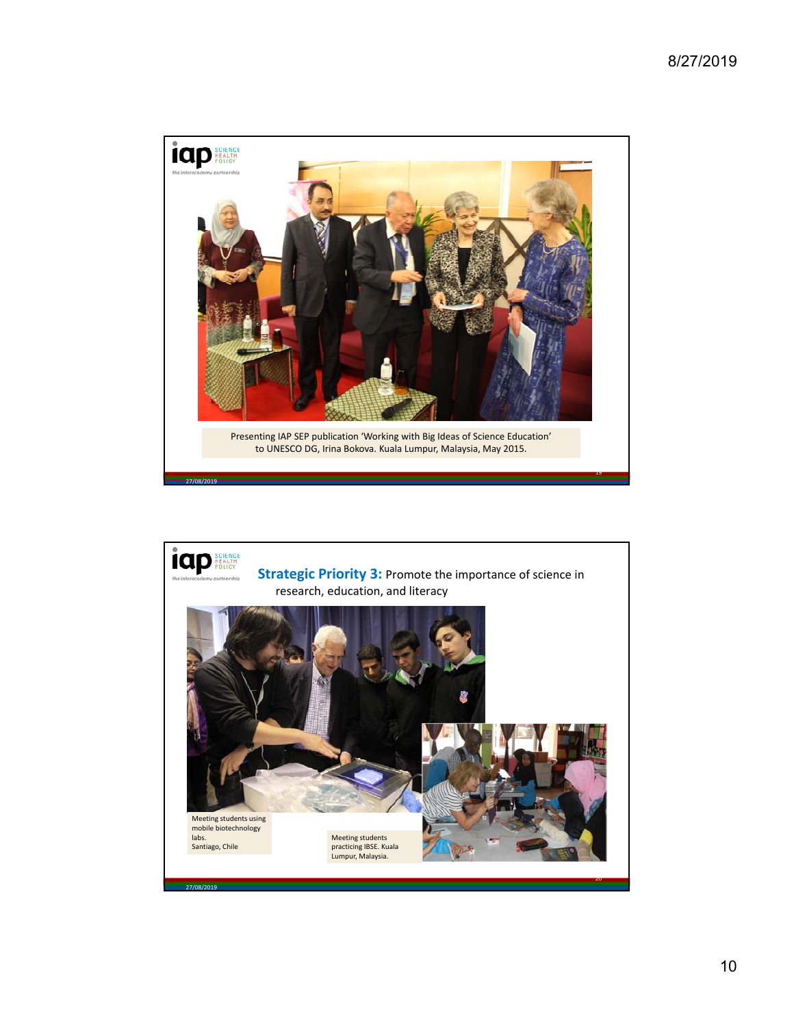Presenting IAP SEP publication 'Working with Big Ideas of Science Education' to UNESCO DG, Irina Bokova. Kuala Lumpur, Malaysia, May 2015.

**Strategic Priority 3:** Promote the importance of science in research, education, and literacy

Meeting students using mobile biotechnology labs. Santiago, Chile

Meeting students practicing IBSE. Kuala Lumpur, Malaysia.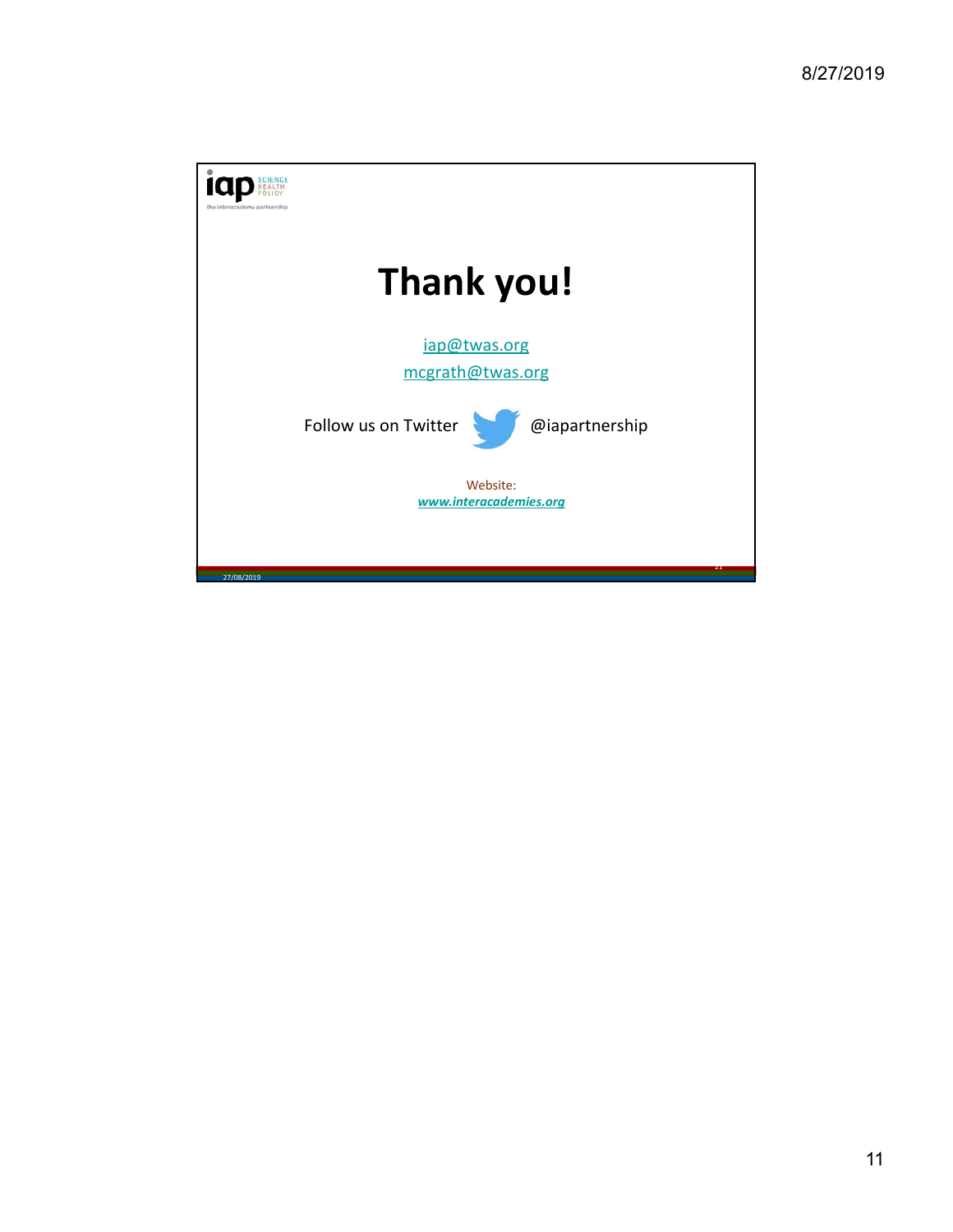# Thank you!

iap@twas.org

mcgrath@twas.org

Follow us on Twitter @iapartnership

Website:

***www.interacademies.org***